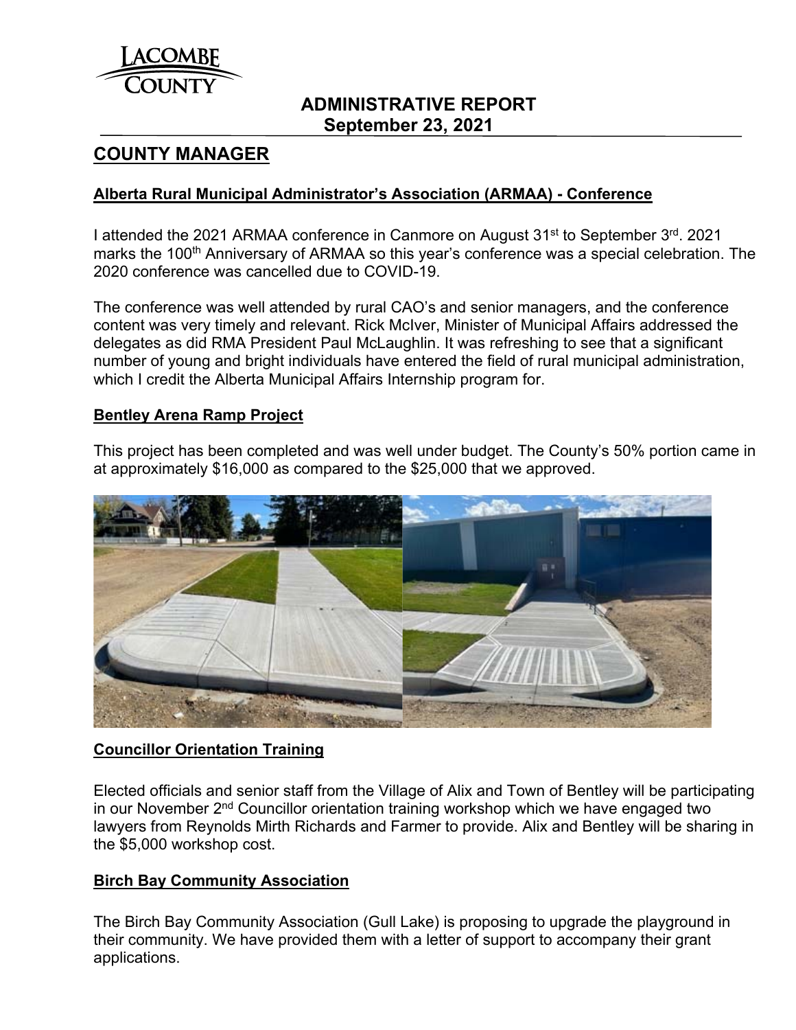# ADMINISTRATIVE REPORT
## September 23, 2021

## COUNTY MANAGER

### Alberta Rural Municipal Administrator's Association (ARMAA) - Conference

I attended the 2021 ARMAA conference in Canmore on August 31st to September 3rd. 2021 marks the 100th Anniversary of ARMAA so this year's conference was a special celebration. The 2020 conference was cancelled due to COVID-19.

The conference was well attended by rural CAO's and senior managers, and the conference content was very timely and relevant. Rick McIver, Minister of Municipal Affairs addressed the delegates as did RMA President Paul McLaughlin. It was refreshing to see that a significant number of young and bright individuals have entered the field of rural municipal administration, which I credit the Alberta Municipal Affairs Internship program for.

### Bentley Arena Ramp Project

This project has been completed and was well under budget. The County's 50% portion came in at approximately $16,000 as compared to the $25,000 that we approved.

### Councillor Orientation Training

Elected officials and senior staff from the Village of Alix and Town of Bentley will be participating in our November 2nd Councillor orientation training workshop which we have engaged two lawyers from Reynolds Mirth Richards and Farmer to provide. Alix and Bentley will be sharing in the $5,000 workshop cost.

### Birch Bay Community Association

The Birch Bay Community Association (Gull Lake) is proposing to upgrade the playground in their community. We have provided them with a letter of support to accompany their grant applications.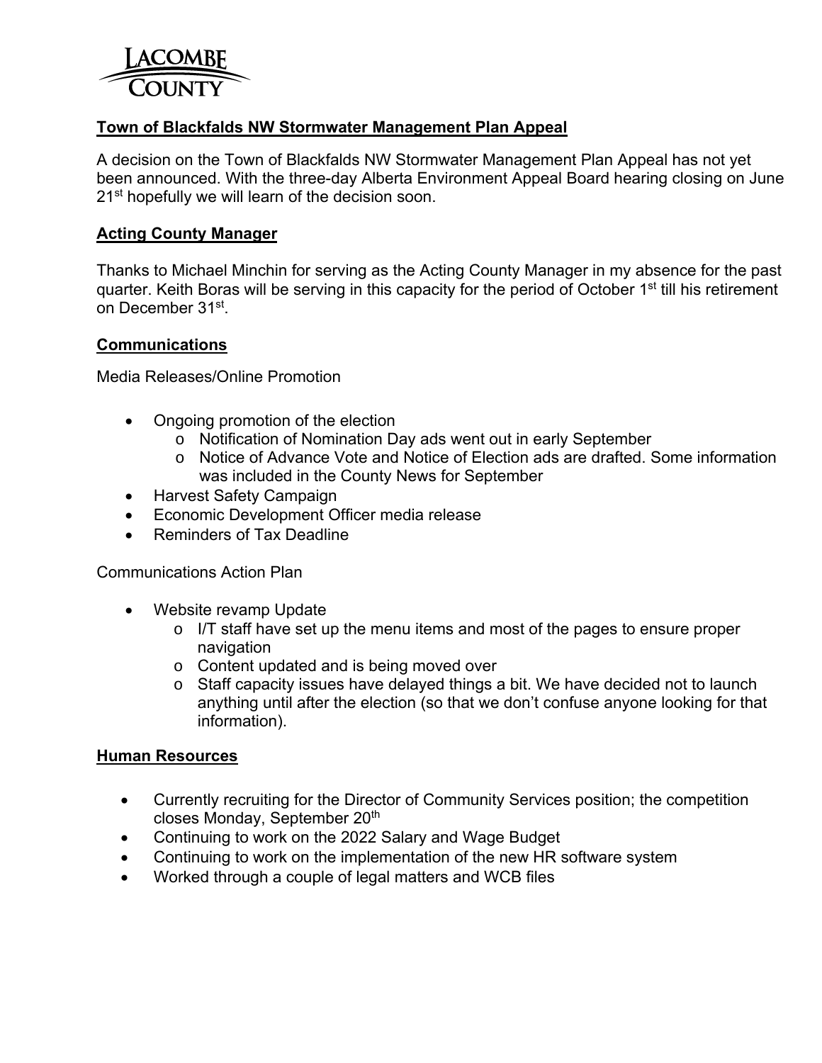## Town of Blackfalds NW Stormwater Management Plan Appeal

A decision on the Town of Blackfalds NW Stormwater Management Plan Appeal has not yet been announced. With the three-day Alberta Environment Appeal Board hearing closing on June 21st hopefully we will learn of the decision soon.

## Acting County Manager

Thanks to Michael Minchin for serving as the Acting County Manager in my absence for the past quarter. Keith Boras will be serving in this capacity for the period of October 1st till his retirement on December 31st.

## Communications

Media Releases/Online Promotion

- Ongoing promotion of the election
  - Notification of Nomination Day ads went out in early September
  - Notice of Advance Vote and Notice of Election ads are drafted. Some information was included in the County News for September
- Harvest Safety Campaign
- Economic Development Officer media release
- Reminders of Tax Deadline

Communications Action Plan

- Website revamp Update
  - I/T staff have set up the menu items and most of the pages to ensure proper navigation
  - Content updated and is being moved over
  - Staff capacity issues have delayed things a bit. We have decided not to launch anything until after the election (so that we don't confuse anyone looking for that information).

## Human Resources

- Currently recruiting for the Director of Community Services position; the competition closes Monday, September 20th
- Continuing to work on the 2022 Salary and Wage Budget
- Continuing to work on the implementation of the new HR software system
- Worked through a couple of legal matters and WCB files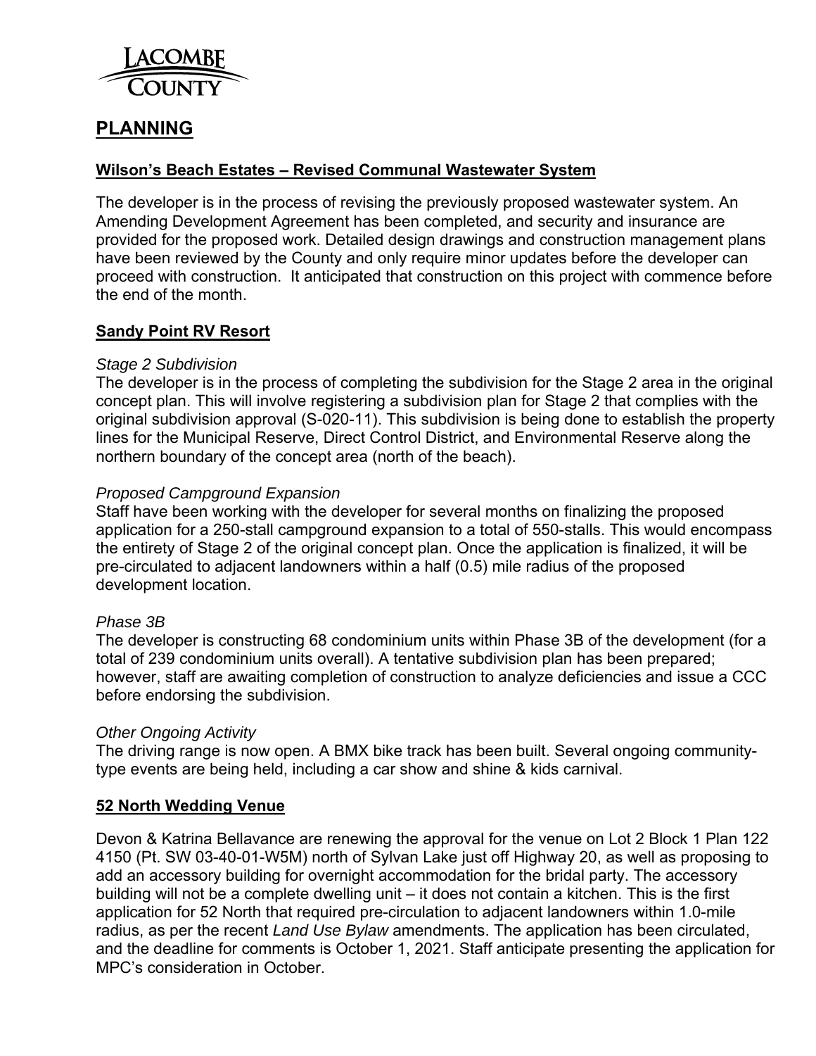# PLANNING

## Wilson's Beach Estates – Revised Communal Wastewater System

The developer is in the process of revising the previously proposed wastewater system. An Amending Development Agreement has been completed, and security and insurance are provided for the proposed work. Detailed design drawings and construction management plans have been reviewed by the County and only require minor updates before the developer can proceed with construction. It anticipated that construction on this project with commence before the end of the month.

## Sandy Point RV Resort

*Stage 2 Subdivision*

The developer is in the process of completing the subdivision for the Stage 2 area in the original concept plan. This will involve registering a subdivision plan for Stage 2 that complies with the original subdivision approval (S-020-11). This subdivision is being done to establish the property lines for the Municipal Reserve, Direct Control District, and Environmental Reserve along the northern boundary of the concept area (north of the beach).

*Proposed Campground Expansion*

Staff have been working with the developer for several months on finalizing the proposed application for a 250-stall campground expansion to a total of 550-stalls. This would encompass the entirety of Stage 2 of the original concept plan. Once the application is finalized, it will be pre-circulated to adjacent landowners within a half (0.5) mile radius of the proposed development location.

*Phase 3B*

The developer is constructing 68 condominium units within Phase 3B of the development (for a total of 239 condominium units overall). A tentative subdivision plan has been prepared; however, staff are awaiting completion of construction to analyze deficiencies and issue a CCC before endorsing the subdivision.

*Other Ongoing Activity*

The driving range is now open. A BMX bike track has been built. Several ongoing community-type events are being held, including a car show and shine & kids carnival.

## 52 North Wedding Venue

Devon & Katrina Bellavance are renewing the approval for the venue on Lot 2 Block 1 Plan 122 4150 (Pt. SW 03-40-01-W5M) north of Sylvan Lake just off Highway 20, as well as proposing to add an accessory building for overnight accommodation for the bridal party. The accessory building will not be a complete dwelling unit – it does not contain a kitchen. This is the first application for 52 North that required pre-circulation to adjacent landowners within 1.0-mile radius, as per the recent *Land Use Bylaw* amendments. The application has been circulated, and the deadline for comments is October 1, 2021. Staff anticipate presenting the application for MPC's consideration in October.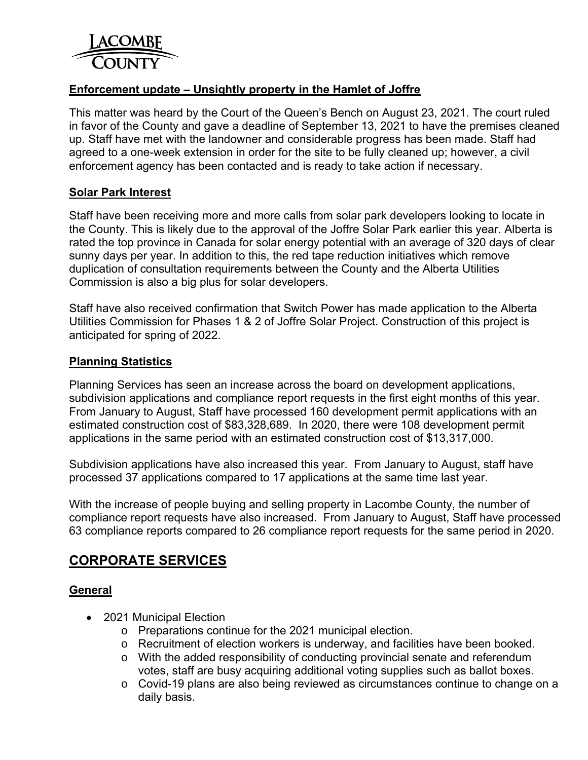**Enforcement update – Unsightly property in the Hamlet of Joffre**

This matter was heard by the Court of the Queen's Bench on August 23, 2021. The court ruled in favor of the County and gave a deadline of September 13, 2021 to have the premises cleaned up. Staff have met with the landowner and considerable progress has been made. Staff had agreed to a one-week extension in order for the site to be fully cleaned up; however, a civil enforcement agency has been contacted and is ready to take action if necessary.

**Solar Park Interest**

Staff have been receiving more and more calls from solar park developers looking to locate in the County. This is likely due to the approval of the Joffre Solar Park earlier this year. Alberta is rated the top province in Canada for solar energy potential with an average of 320 days of clear sunny days per year. In addition to this, the red tape reduction initiatives which remove duplication of consultation requirements between the County and the Alberta Utilities Commission is also a big plus for solar developers.

Staff have also received confirmation that Switch Power has made application to the Alberta Utilities Commission for Phases 1 & 2 of Joffre Solar Project. Construction of this project is anticipated for spring of 2022.

**Planning Statistics**

Planning Services has seen an increase across the board on development applications, subdivision applications and compliance report requests in the first eight months of this year. From January to August, Staff have processed 160 development permit applications with an estimated construction cost of $83,328,689. In 2020, there were 108 development permit applications in the same period with an estimated construction cost of $13,317,000.

Subdivision applications have also increased this year. From January to August, staff have processed 37 applications compared to 17 applications at the same time last year.

With the increase of people buying and selling property in Lacombe County, the number of compliance report requests have also increased. From January to August, Staff have processed 63 compliance reports compared to 26 compliance report requests for the same period in 2020.

## CORPORATE SERVICES

**General**

- 2021 Municipal Election
  - Preparations continue for the 2021 municipal election.
  - Recruitment of election workers is underway, and facilities have been booked.
  - With the added responsibility of conducting provincial senate and referendum votes, staff are busy acquiring additional voting supplies such as ballot boxes.
  - Covid-19 plans are also being reviewed as circumstances continue to change on a daily basis.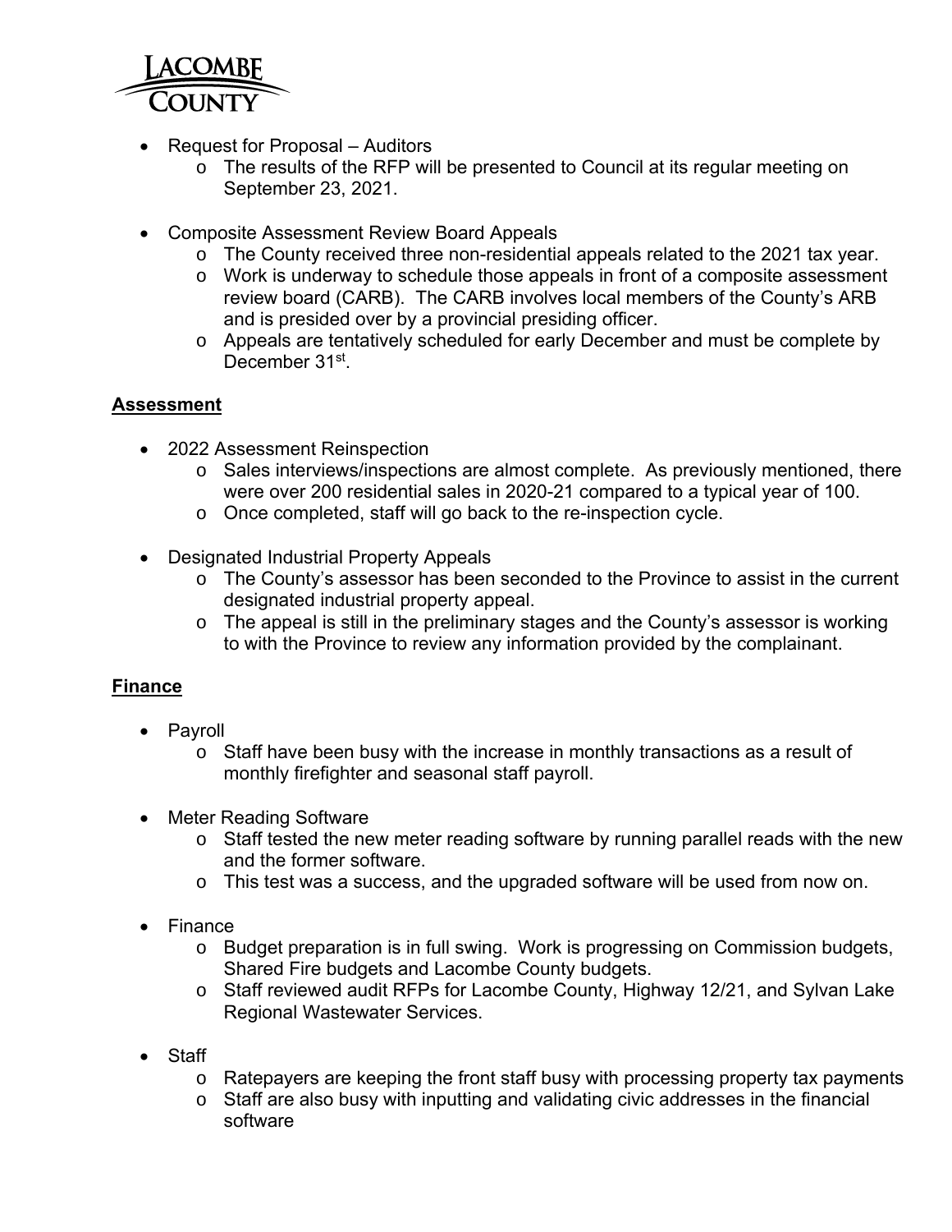- Request for Proposal – Auditors
    - The results of the RFP will be presented to Council at its regular meeting on September 23, 2021.
- Composite Assessment Review Board Appeals
    - The County received three non-residential appeals related to the 2021 tax year.
    - Work is underway to schedule those appeals in front of a composite assessment review board (CARB). The CARB involves local members of the County's ARB and is presided over by a provincial presiding officer.
    - Appeals are tentatively scheduled for early December and must be complete by December 31st.

**Assessment**

- 2022 Assessment Reinspection
    - Sales interviews/inspections are almost complete. As previously mentioned, there were over 200 residential sales in 2020-21 compared to a typical year of 100.
    - Once completed, staff will go back to the re-inspection cycle.
- Designated Industrial Property Appeals
    - The County's assessor has been seconded to the Province to assist in the current designated industrial property appeal.
    - The appeal is still in the preliminary stages and the County's assessor is working to with the Province to review any information provided by the complainant.

**Finance**

- Payroll
    - Staff have been busy with the increase in monthly transactions as a result of monthly firefighter and seasonal staff payroll.
- Meter Reading Software
    - Staff tested the new meter reading software by running parallel reads with the new and the former software.
    - This test was a success, and the upgraded software will be used from now on.
- Finance
    - Budget preparation is in full swing. Work is progressing on Commission budgets, Shared Fire budgets and Lacombe County budgets.
    - Staff reviewed audit RFPs for Lacombe County, Highway 12/21, and Sylvan Lake Regional Wastewater Services.
- Staff
    - Ratepayers are keeping the front staff busy with processing property tax payments
    - Staff are also busy with inputting and validating civic addresses in the financial software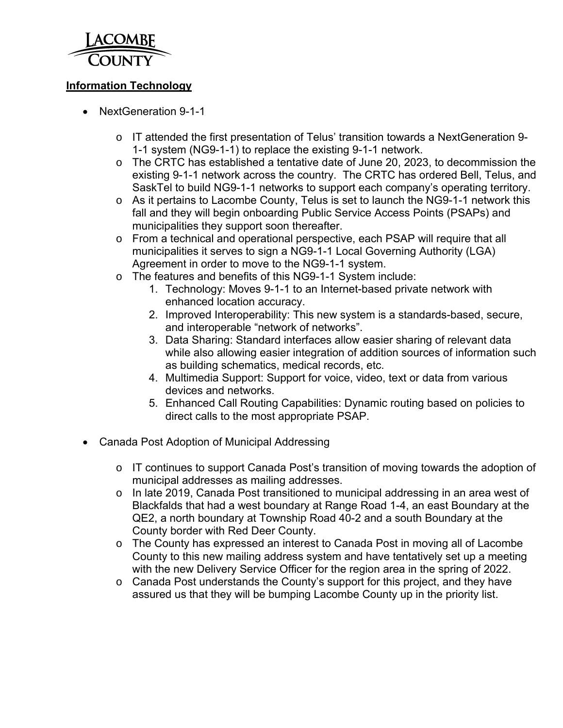## Information Technology

- NextGeneration 9-1-1

  - IT attended the first presentation of Telus' transition towards a NextGeneration 9-1-1 system (NG9-1-1) to replace the existing 9-1-1 network.
  - The CRTC has established a tentative date of June 20, 2023, to decommission the existing 9-1-1 network across the country. The CRTC has ordered Bell, Telus, and SaskTel to build NG9-1-1 networks to support each company's operating territory.
  - As it pertains to Lacombe County, Telus is set to launch the NG9-1-1 network this fall and they will begin onboarding Public Service Access Points (PSAPs) and municipalities they support soon thereafter.
  - From a technical and operational perspective, each PSAP will require that all municipalities it serves to sign a NG9-1-1 Local Governing Authority (LGA) Agreement in order to move to the NG9-1-1 system.
  - The features and benefits of this NG9-1-1 System include:
    1. Technology: Moves 9-1-1 to an Internet-based private network with enhanced location accuracy.
    2. Improved Interoperability: This new system is a standards-based, secure, and interoperable "network of networks".
    3. Data Sharing: Standard interfaces allow easier sharing of relevant data while also allowing easier integration of addition sources of information such as building schematics, medical records, etc.
    4. Multimedia Support: Support for voice, video, text or data from various devices and networks.
    5. Enhanced Call Routing Capabilities: Dynamic routing based on policies to direct calls to the most appropriate PSAP.

- Canada Post Adoption of Municipal Addressing

  - IT continues to support Canada Post's transition of moving towards the adoption of municipal addresses as mailing addresses.
  - In late 2019, Canada Post transitioned to municipal addressing in an area west of Blackfalds that had a west boundary at Range Road 1-4, an east Boundary at the QE2, a north boundary at Township Road 40-2 and a south Boundary at the County border with Red Deer County.
  - The County has expressed an interest to Canada Post in moving all of Lacombe County to this new mailing address system and have tentatively set up a meeting with the new Delivery Service Officer for the region area in the spring of 2022.
  - Canada Post understands the County's support for this project, and they have assured us that they will be bumping Lacombe County up in the priority list.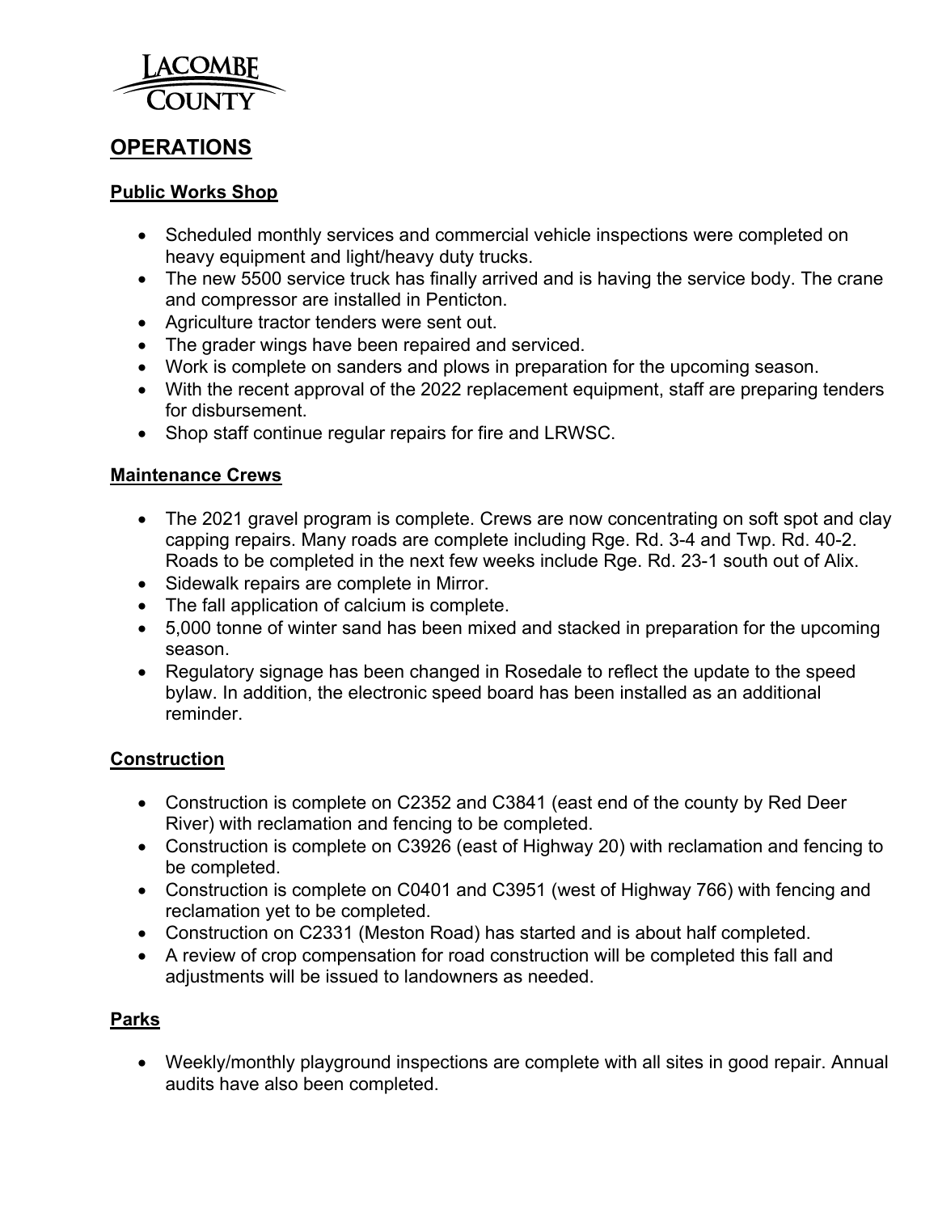Lacombe County

## OPERATIONS

### Public Works Shop

- Scheduled monthly services and commercial vehicle inspections were completed on heavy equipment and light/heavy duty trucks.
- The new 5500 service truck has finally arrived and is having the service body. The crane and compressor are installed in Penticton.
- Agriculture tractor tenders were sent out.
- The grader wings have been repaired and serviced.
- Work is complete on sanders and plows in preparation for the upcoming season.
- With the recent approval of the 2022 replacement equipment, staff are preparing tenders for disbursement.
- Shop staff continue regular repairs for fire and LRWSC.

### Maintenance Crews

- The 2021 gravel program is complete. Crews are now concentrating on soft spot and clay capping repairs. Many roads are complete including Rge. Rd. 3-4 and Twp. Rd. 40-2. Roads to be completed in the next few weeks include Rge. Rd. 23-1 south out of Alix.
- Sidewalk repairs are complete in Mirror.
- The fall application of calcium is complete.
- 5,000 tonne of winter sand has been mixed and stacked in preparation for the upcoming season.
- Regulatory signage has been changed in Rosedale to reflect the update to the speed bylaw. In addition, the electronic speed board has been installed as an additional reminder.

### Construction

- Construction is complete on C2352 and C3841 (east end of the county by Red Deer River) with reclamation and fencing to be completed.
- Construction is complete on C3926 (east of Highway 20) with reclamation and fencing to be completed.
- Construction is complete on C0401 and C3951 (west of Highway 766) with fencing and reclamation yet to be completed.
- Construction on C2331 (Meston Road) has started and is about half completed.
- A review of crop compensation for road construction will be completed this fall and adjustments will be issued to landowners as needed.

### Parks

- Weekly/monthly playground inspections are complete with all sites in good repair. Annual audits have also been completed.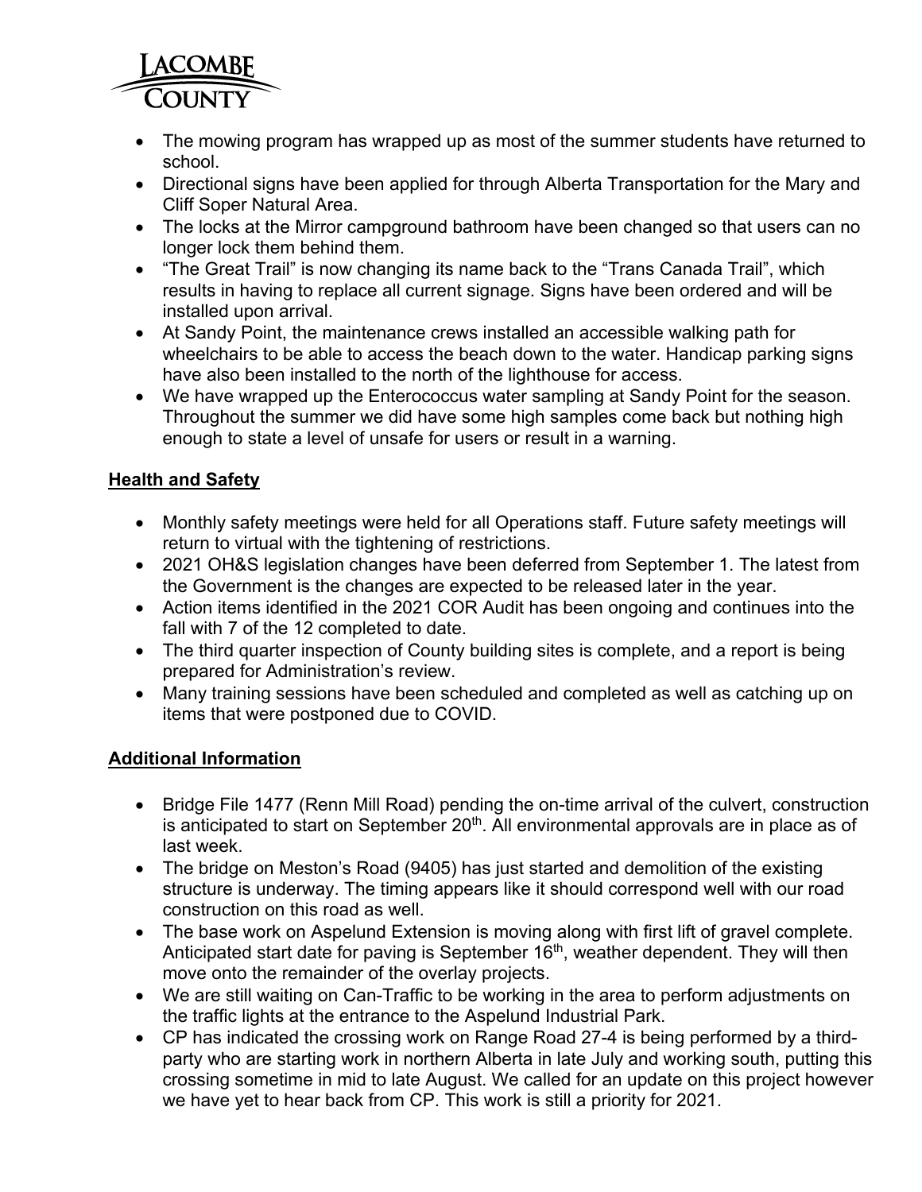- The mowing program has wrapped up as most of the summer students have returned to school.
- Directional signs have been applied for through Alberta Transportation for the Mary and Cliff Soper Natural Area.
- The locks at the Mirror campground bathroom have been changed so that users can no longer lock them behind them.
- "The Great Trail" is now changing its name back to the "Trans Canada Trail", which results in having to replace all current signage. Signs have been ordered and will be installed upon arrival.
- At Sandy Point, the maintenance crews installed an accessible walking path for wheelchairs to be able to access the beach down to the water. Handicap parking signs have also been installed to the north of the lighthouse for access.
- We have wrapped up the Enterococcus water sampling at Sandy Point for the season. Throughout the summer we did have some high samples come back but nothing high enough to state a level of unsafe for users or result in a warning.

## Health and Safety

- Monthly safety meetings were held for all Operations staff. Future safety meetings will return to virtual with the tightening of restrictions.
- 2021 OH&S legislation changes have been deferred from September 1. The latest from the Government is the changes are expected to be released later in the year.
- Action items identified in the 2021 COR Audit has been ongoing and continues into the fall with 7 of the 12 completed to date.
- The third quarter inspection of County building sites is complete, and a report is being prepared for Administration's review.
- Many training sessions have been scheduled and completed as well as catching up on items that were postponed due to COVID.

## Additional Information

- Bridge File 1477 (Renn Mill Road) pending the on-time arrival of the culvert, construction is anticipated to start on September 20th. All environmental approvals are in place as of last week.
- The bridge on Meston's Road (9405) has just started and demolition of the existing structure is underway. The timing appears like it should correspond well with our road construction on this road as well.
- The base work on Aspelund Extension is moving along with first lift of gravel complete. Anticipated start date for paving is September 16th, weather dependent. They will then move onto the remainder of the overlay projects.
- We are still waiting on Can-Traffic to be working in the area to perform adjustments on the traffic lights at the entrance to the Aspelund Industrial Park.
- CP has indicated the crossing work on Range Road 27-4 is being performed by a third-party who are starting work in northern Alberta in late July and working south, putting this crossing sometime in mid to late August. We called for an update on this project however we have yet to hear back from CP. This work is still a priority for 2021.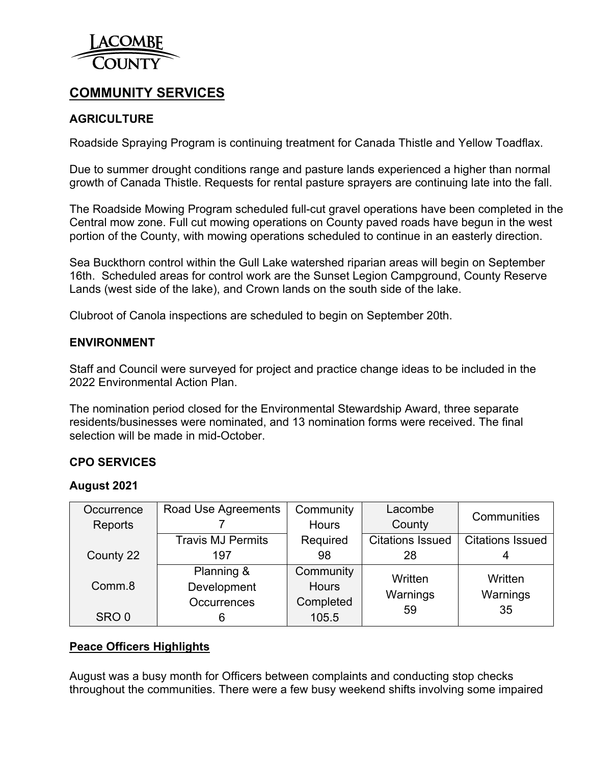LACOMBE COUNTY

## COMMUNITY SERVICES

### AGRICULTURE

Roadside Spraying Program is continuing treatment for Canada Thistle and Yellow Toadflax.

Due to summer drought conditions range and pasture lands experienced a higher than normal growth of Canada Thistle. Requests for rental pasture sprayers are continuing late into the fall.

The Roadside Mowing Program scheduled full-cut gravel operations have been completed in the Central mow zone. Full cut mowing operations on County paved roads have begun in the west portion of the County, with mowing operations scheduled to continue in an easterly direction.

Sea Buckthorn control within the Gull Lake watershed riparian areas will begin on September 16th. Scheduled areas for control work are the Sunset Legion Campground, County Reserve Lands (west side of the lake), and Crown lands on the south side of the lake.

Clubroot of Canola inspections are scheduled to begin on September 20th.

### ENVIRONMENT

Staff and Council were surveyed for project and practice change ideas to be included in the 2022 Environmental Action Plan.

The nomination period closed for the Environmental Stewardship Award, three separate residents/businesses were nominated, and 13 nomination forms were received. The final selection will be made in mid-October.

### CPO SERVICES

**August 2021**

| Occurrence Reports | Road Use Agreements 7 | Community Hours Required 98 | Lacombe County | Communities |
|---|---|---|---|---|
| County 22 | Travis MJ Permits 197 | | Citations Issued 28 | Citations Issued 4 |
| Comm.8 | Planning & Development Occurrences 6 | Community Hours Completed 105.5 | Written Warnings 59 | Written Warnings 35 |
| SRO 0 | | | | |

**Peace Officers Highlights**

August was a busy month for Officers between complaints and conducting stop checks throughout the communities. There were a few busy weekend shifts involving some impaired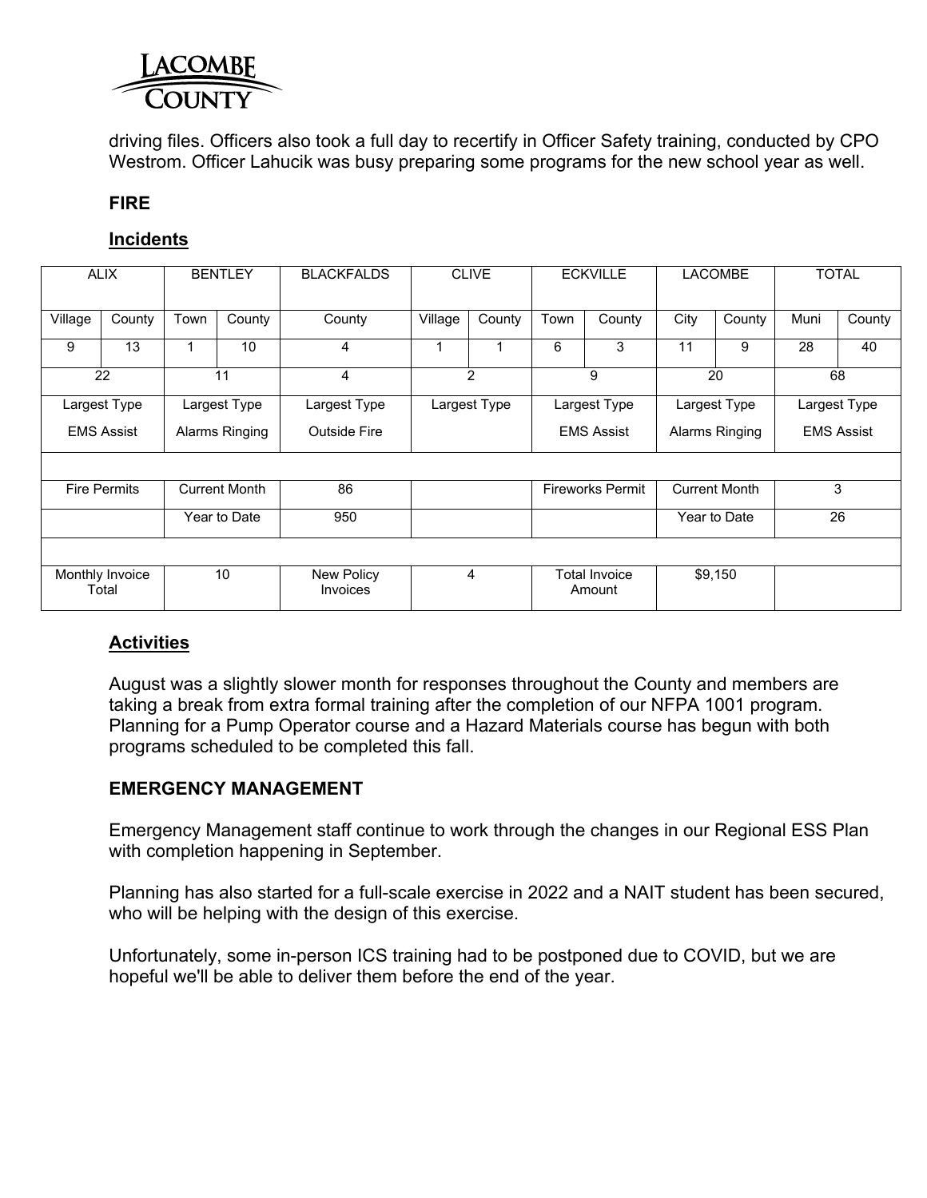driving files. Officers also took a full day to recertify in Officer Safety training, conducted by CPO Westrom. Officer Lahucik was busy preparing some programs for the new school year as well.

### FIRE

#### Incidents

| ALIX | | BENTLEY | | BLACKFALDS | CLIVE | | ECKVILLE | | LACOMBE | | TOTAL | |
|---|---|---|---|---|---|---|---|---|---|---|---|---|
| Village | County | Town | County | County | Village | County | Town | County | City | County | Muni | County |
| 9 | 13 | 1 | 10 | 4 | 1 | 1 | 6 | 3 | 11 | 9 | 28 | 40 |
| 22 | | 11 | | 4 | 2 | | 9 | | 20 | | 68 | |
| Largest Type EMS Assist | | Largest Type Alarms Ringing | | Largest Type Outside Fire | Largest Type | | Largest Type EMS Assist | | Largest Type Alarms Ringing | | Largest Type EMS Assist | |
| | | | | | | | | | | | | |
| Fire Permits | | Current Month | | 86 | | | Fireworks Permit | | Current Month | | 3 | |
| | | Year to Date | | 950 | | | | | Year to Date | | 26 | |
| | | | | | | | | | | | | |
| Monthly Invoice Total | | 10 | | New Policy Invoices | 4 | | Total Invoice Amount | | $9,150 | | | |

#### Activities

August was a slightly slower month for responses throughout the County and members are taking a break from extra formal training after the completion of our NFPA 1001 program. Planning for a Pump Operator course and a Hazard Materials course has begun with both programs scheduled to be completed this fall.

### EMERGENCY MANAGEMENT

Emergency Management staff continue to work through the changes in our Regional ESS Plan with completion happening in September.

Planning has also started for a full-scale exercise in 2022 and a NAIT student has been secured, who will be helping with the design of this exercise.

Unfortunately, some in-person ICS training had to be postponed due to COVID, but we are hopeful we'll be able to deliver them before the end of the year.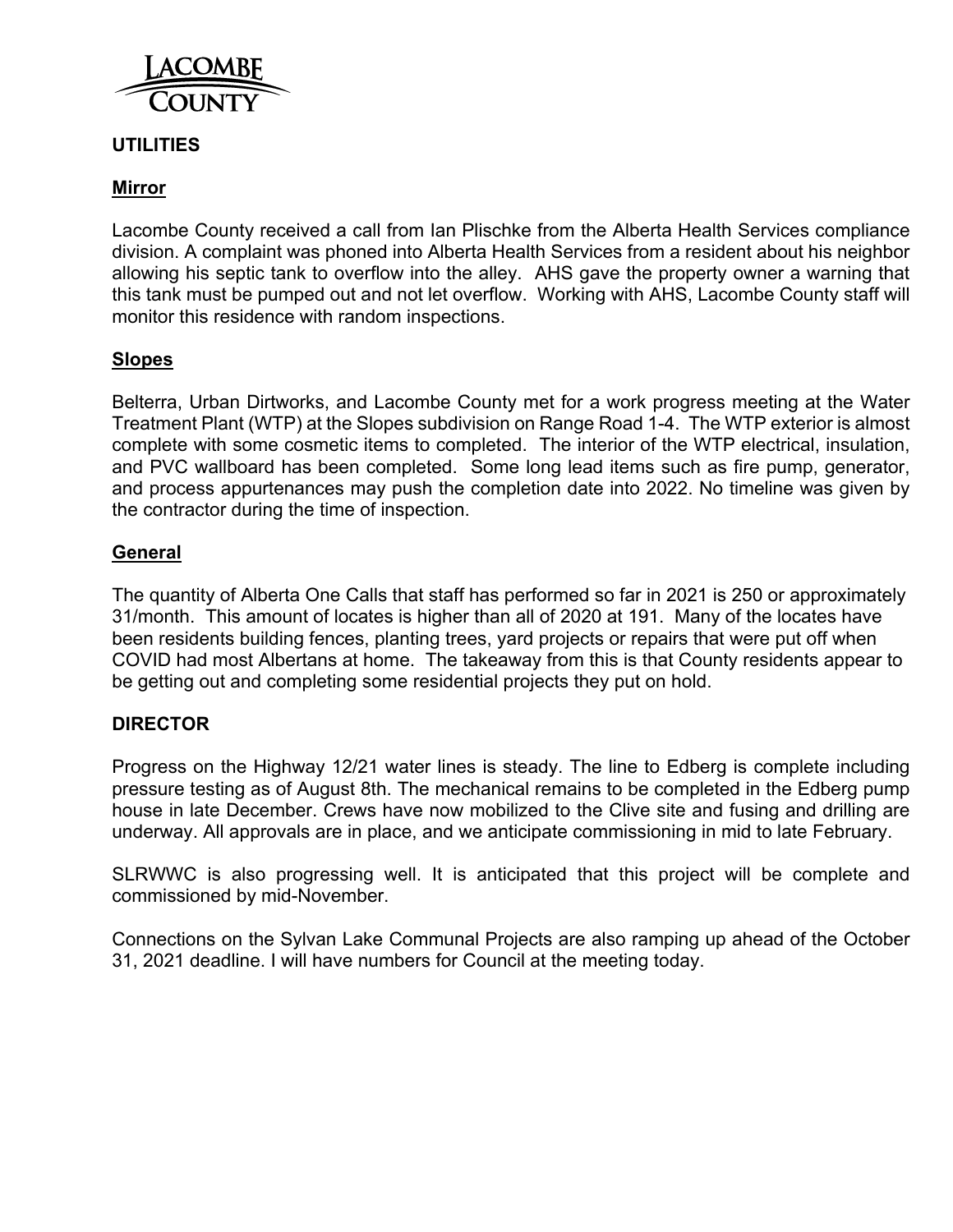**UTILITIES**

**Mirror**

Lacombe County received a call from Ian Plischke from the Alberta Health Services compliance division. A complaint was phoned into Alberta Health Services from a resident about his neighbor allowing his septic tank to overflow into the alley. AHS gave the property owner a warning that this tank must be pumped out and not let overflow. Working with AHS, Lacombe County staff will monitor this residence with random inspections.

**Slopes**

Belterra, Urban Dirtworks, and Lacombe County met for a work progress meeting at the Water Treatment Plant (WTP) at the Slopes subdivision on Range Road 1-4. The WTP exterior is almost complete with some cosmetic items to completed. The interior of the WTP electrical, insulation, and PVC wallboard has been completed. Some long lead items such as fire pump, generator, and process appurtenances may push the completion date into 2022. No timeline was given by the contractor during the time of inspection.

**General**

The quantity of Alberta One Calls that staff has performed so far in 2021 is 250 or approximately 31/month. This amount of locates is higher than all of 2020 at 191. Many of the locates have been residents building fences, planting trees, yard projects or repairs that were put off when COVID had most Albertans at home. The takeaway from this is that County residents appear to be getting out and completing some residential projects they put on hold.

**DIRECTOR**

Progress on the Highway 12/21 water lines is steady. The line to Edberg is complete including pressure testing as of August 8th. The mechanical remains to be completed in the Edberg pump house in late December. Crews have now mobilized to the Clive site and fusing and drilling are underway. All approvals are in place, and we anticipate commissioning in mid to late February.

SLRWWC is also progressing well. It is anticipated that this project will be complete and commissioned by mid-November.

Connections on the Sylvan Lake Communal Projects are also ramping up ahead of the October 31, 2021 deadline. I will have numbers for Council at the meeting today.